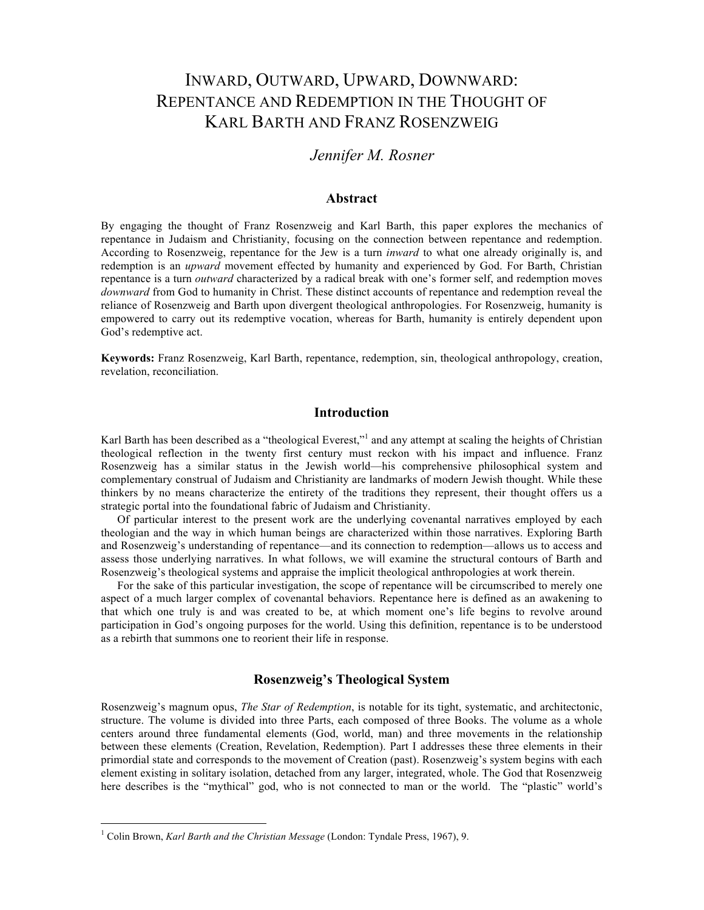# Inward, Outward, Upward, Downward: Repentance and Redemption in the Thought of Karl Barth and Franz Rosenzweig

*Jennifer M. Rosner*

## Abstract

By engaging the thought of Franz Rosenzweig and Karl Barth, this paper explores the mechanics of repentance in Judaism and Christianity, focusing on the connection between repentance and redemption. According to Rosenzweig, repentance for the Jew is a turn *inward* to what one already originally is, and redemption is an *upward* movement effected by humanity and experienced by God. For Barth, Christian repentance is a turn *outward* characterized by a radical break with one's former self, and redemption moves *downward* from God to humanity in Christ. These distinct accounts of repentance and redemption reveal the reliance of Rosenzweig and Barth upon divergent theological anthropologies. For Rosenzweig, humanity is empowered to carry out its redemptive vocation, whereas for Barth, humanity is entirely dependent upon God's redemptive act.

**Keywords:** Franz Rosenzweig, Karl Barth, repentance, redemption, sin, theological anthropology, creation, revelation, reconciliation.

## Introduction

Karl Barth has been described as a "theological Everest,"[1] and any attempt at scaling the heights of Christian theological reflection in the twenty first century must reckon with his impact and influence. Franz Rosenzweig has a similar status in the Jewish world—his comprehensive philosophical system and complementary construal of Judaism and Christianity are landmarks of modern Jewish thought. While these thinkers by no means characterize the entirety of the traditions they represent, their thought offers us a strategic portal into the foundational fabric of Judaism and Christianity.

Of particular interest to the present work are the underlying covenantal narratives employed by each theologian and the way in which human beings are characterized within those narratives. Exploring Barth and Rosenzweig's understanding of repentance—and its connection to redemption—allows us to access and assess those underlying narratives. In what follows, we will examine the structural contours of Barth and Rosenzweig's theological systems and appraise the implicit theological anthropologies at work therein.

For the sake of this particular investigation, the scope of repentance will be circumscribed to merely one aspect of a much larger complex of covenantal behaviors. Repentance here is defined as an awakening to that which one truly is and was created to be, at which moment one's life begins to revolve around participation in God's ongoing purposes for the world. Using this definition, repentance is to be understood as a rebirth that summons one to reorient their life in response.

## Rosenzweig's Theological System

Rosenzweig's magnum opus, *The Star of Redemption*, is notable for its tight, systematic, and architectonic, structure. The volume is divided into three Parts, each composed of three Books. The volume as a whole centers around three fundamental elements (God, world, man) and three movements in the relationship between these elements (Creation, Revelation, Redemption). Part I addresses these three elements in their primordial state and corresponds to the movement of Creation (past). Rosenzweig's system begins with each element existing in solitary isolation, detached from any larger, integrated, whole. The God that Rosenzweig here describes is the "mythical" god, who is not connected to man or the world. The "plastic" world's

---

[1] Colin Brown, *Karl Barth and the Christian Message* (London: Tyndale Press, 1967), 9.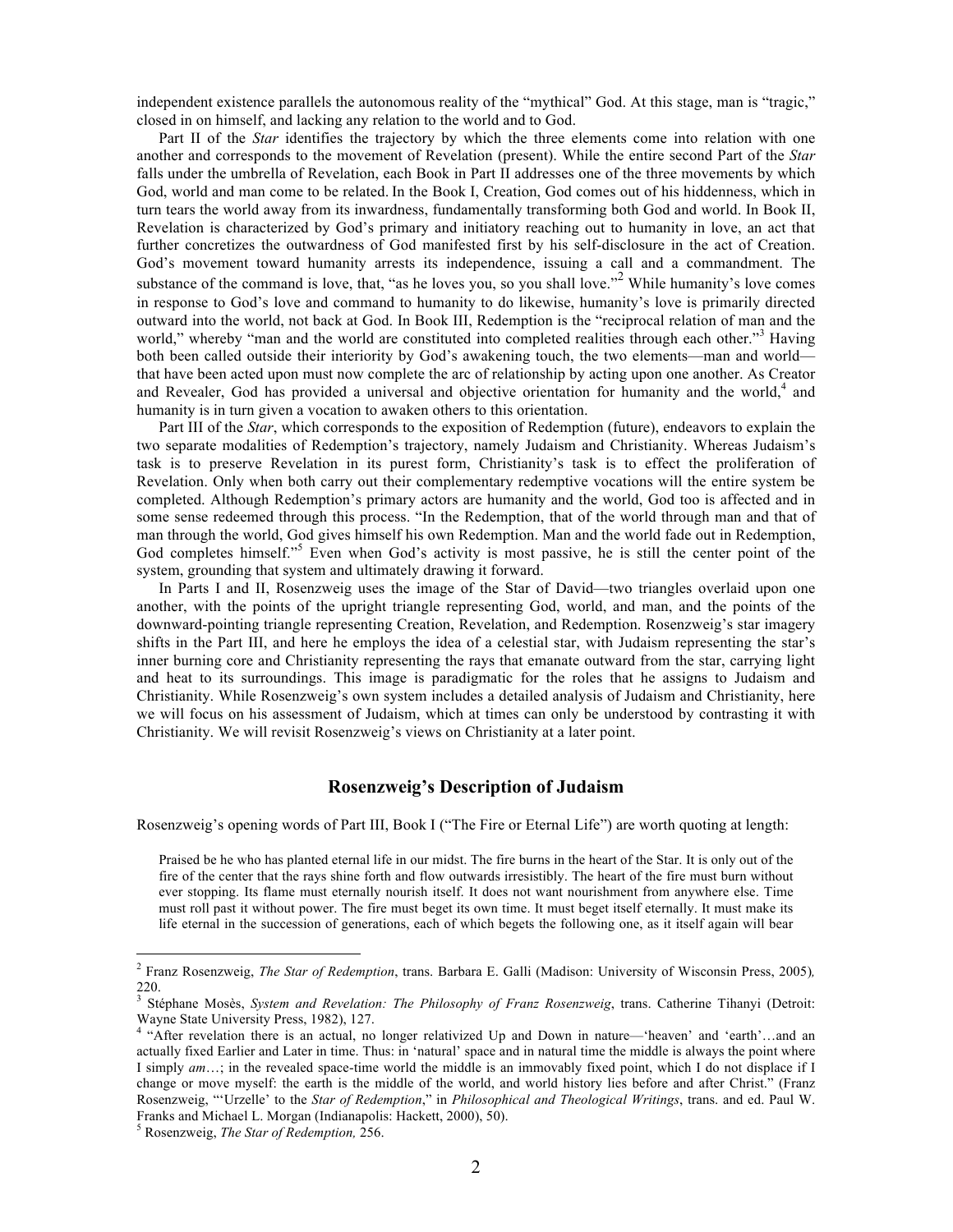independent existence parallels the autonomous reality of the "mythical" God. At this stage, man is "tragic," closed in on himself, and lacking any relation to the world and to God.

Part II of the *Star* identifies the trajectory by which the three elements come into relation with one another and corresponds to the movement of Revelation (present). While the entire second Part of the *Star* falls under the umbrella of Revelation, each Book in Part II addresses one of the three movements by which God, world and man come to be related. In the Book I, Creation, God comes out of his hiddenness, which in turn tears the world away from its inwardness, fundamentally transforming both God and world. In Book II, Revelation is characterized by God's primary and initiatory reaching out to humanity in love, an act that further concretizes the outwardness of God manifested first by his self-disclosure in the act of Creation. God's movement toward humanity arrests its independence, issuing a call and a commandment. The substance of the command is love, that, "as he loves you, so you shall love."[2] While humanity's love comes in response to God's love and command to humanity to do likewise, humanity's love is primarily directed outward into the world, not back at God. In Book III, Redemption is the "reciprocal relation of man and the world," whereby "man and the world are constituted into completed realities through each other."[3] Having both been called outside their interiority by God's awakening touch, the two elements—man and world—that have been acted upon must now complete the arc of relationship by acting upon one another. As Creator and Revealer, God has provided a universal and objective orientation for humanity and the world,[4] and humanity is in turn given a vocation to awaken others to this orientation.

Part III of the *Star*, which corresponds to the exposition of Redemption (future), endeavors to explain the two separate modalities of Redemption's trajectory, namely Judaism and Christianity. Whereas Judaism's task is to preserve Revelation in its purest form, Christianity's task is to effect the proliferation of Revelation. Only when both carry out their complementary redemptive vocations will the entire system be completed. Although Redemption's primary actors are humanity and the world, God too is affected and in some sense redeemed through this process. "In the Redemption, that of the world through man and that of man through the world, God gives himself his own Redemption. Man and the world fade out in Redemption, God completes himself."[5] Even when God's activity is most passive, he is still the center point of the system, grounding that system and ultimately drawing it forward.

In Parts I and II, Rosenzweig uses the image of the Star of David—two triangles overlaid upon one another, with the points of the upright triangle representing God, world, and man, and the points of the downward-pointing triangle representing Creation, Revelation, and Redemption. Rosenzweig's star imagery shifts in the Part III, and here he employs the idea of a celestial star, with Judaism representing the star's inner burning core and Christianity representing the rays that emanate outward from the star, carrying light and heat to its surroundings. This image is paradigmatic for the roles that he assigns to Judaism and Christianity. While Rosenzweig's own system includes a detailed analysis of Judaism and Christianity, here we will focus on his assessment of Judaism, which at times can only be understood by contrasting it with Christianity. We will revisit Rosenzweig's views on Christianity at a later point.

## Rosenzweig's Description of Judaism

Rosenzweig's opening words of Part III, Book I ("The Fire or Eternal Life") are worth quoting at length:

> Praised be he who has planted eternal life in our midst. The fire burns in the heart of the Star. It is only out of the fire of the center that the rays shine forth and flow outwards irresistibly. The heart of the fire must burn without ever stopping. Its flame must eternally nourish itself. It does not want nourishment from anywhere else. Time must roll past it without power. The fire must beget its own time. It must beget itself eternally. It must make its life eternal in the succession of generations, each of which begets the following one, as it itself again will bear

---

[2] Franz Rosenzweig, *The Star of Redemption*, trans. Barbara E. Galli (Madison: University of Wisconsin Press, 2005), 220.

[3] Stéphane Mosès, *System and Revelation: The Philosophy of Franz Rosenzweig*, trans. Catherine Tihanyi (Detroit: Wayne State University Press, 1982), 127.

[4] "After revelation there is an actual, no longer relativized Up and Down in nature—'heaven' and 'earth'…and an actually fixed Earlier and Later in time. Thus: in 'natural' space and in natural time the middle is always the point where I simply *am*…; in the revealed space-time world the middle is an immovably fixed point, which I do not displace if I change or move myself: the earth is the middle of the world, and world history lies before and after Christ." (Franz Rosenzweig, "'Urzelle' to the *Star of Redemption*," in *Philosophical and Theological Writings*, trans. and ed. Paul W. Franks and Michael L. Morgan (Indianapolis: Hackett, 2000), 50).

[5] Rosenzweig, *The Star of Redemption,* 256.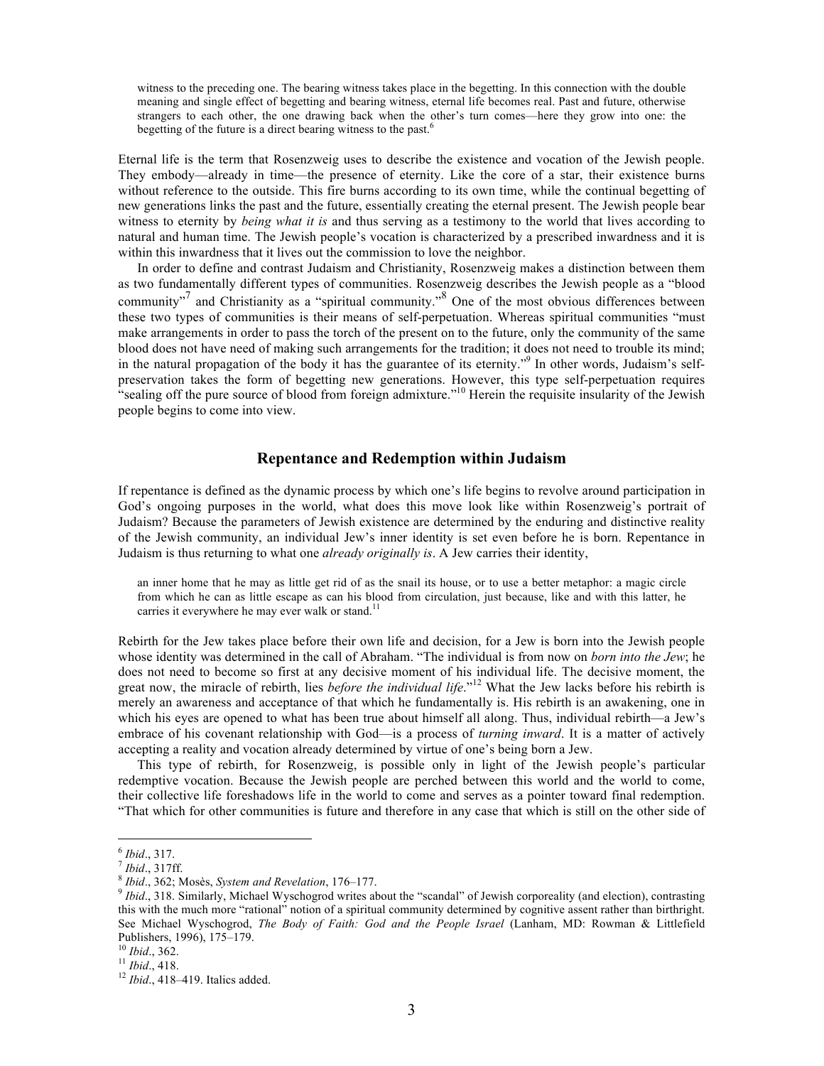> witness to the preceding one. The bearing witness takes place in the begetting. In this connection with the double meaning and single effect of begetting and bearing witness, eternal life becomes real. Past and future, otherwise strangers to each other, the one drawing back when the other's turn comes—here they grow into one: the begetting of the future is a direct bearing witness to the past.[6]

Eternal life is the term that Rosenzweig uses to describe the existence and vocation of the Jewish people. They embody—already in time—the presence of eternity. Like the core of a star, their existence burns without reference to the outside. This fire burns according to its own time, while the continual begetting of new generations links the past and the future, essentially creating the eternal present. The Jewish people bear witness to eternity by *being what it is* and thus serving as a testimony to the world that lives according to natural and human time. The Jewish people's vocation is characterized by a prescribed inwardness and it is within this inwardness that it lives out the commission to love the neighbor.

In order to define and contrast Judaism and Christianity, Rosenzweig makes a distinction between them as two fundamentally different types of communities. Rosenzweig describes the Jewish people as a "blood community"[7] and Christianity as a "spiritual community."[8] One of the most obvious differences between these two types of communities is their means of self-perpetuation. Whereas spiritual communities "must make arrangements in order to pass the torch of the present on to the future, only the community of the same blood does not have need of making such arrangements for the tradition; it does not need to trouble its mind; in the natural propagation of the body it has the guarantee of its eternity."[9] In other words, Judaism's self-preservation takes the form of begetting new generations. However, this type self-perpetuation requires "sealing off the pure source of blood from foreign admixture."[10] Herein the requisite insularity of the Jewish people begins to come into view.

## Repentance and Redemption within Judaism

If repentance is defined as the dynamic process by which one's life begins to revolve around participation in God's ongoing purposes in the world, what does this move look like within Rosenzweig's portrait of Judaism? Because the parameters of Jewish existence are determined by the enduring and distinctive reality of the Jewish community, an individual Jew's inner identity is set even before he is born. Repentance in Judaism is thus returning to what one *already originally is*. A Jew carries their identity,

> an inner home that he may as little get rid of as the snail its house, or to use a better metaphor: a magic circle from which he can as little escape as can his blood from circulation, just because, like and with this latter, he carries it everywhere he may ever walk or stand.[11]

Rebirth for the Jew takes place before their own life and decision, for a Jew is born into the Jewish people whose identity was determined in the call of Abraham. "The individual is from now on *born into the Jew*; he does not need to become so first at any decisive moment of his individual life. The decisive moment, the great now, the miracle of rebirth, lies *before the individual life*."[12] What the Jew lacks before his rebirth is merely an awareness and acceptance of that which he fundamentally is. His rebirth is an awakening, one in which his eyes are opened to what has been true about himself all along. Thus, individual rebirth—a Jew's embrace of his covenant relationship with God—is a process of *turning inward*. It is a matter of actively accepting a reality and vocation already determined by virtue of one's being born a Jew.

This type of rebirth, for Rosenzweig, is possible only in light of the Jewish people's particular redemptive vocation. Because the Jewish people are perched between this world and the world to come, their collective life foreshadows life in the world to come and serves as a pointer toward final redemption. "That which for other communities is future and therefore in any case that which is still on the other side of

---

[6] *Ibid*., 317.

[7] *Ibid*., 317ff.

[8] *Ibid*., 362; Mosès, *System and Revelation*, 176–177.

[9] *Ibid*., 318. Similarly, Michael Wyschogrod writes about the "scandal" of Jewish corporeality (and election), contrasting this with the much more "rational" notion of a spiritual community determined by cognitive assent rather than birthright. See Michael Wyschogrod, *The Body of Faith: God and the People Israel* (Lanham, MD: Rowman & Littlefield Publishers, 1996), 175–179.

[10] *Ibid*., 362.

[11] *Ibid*., 418.

[12] *Ibid*., 418–419. Italics added.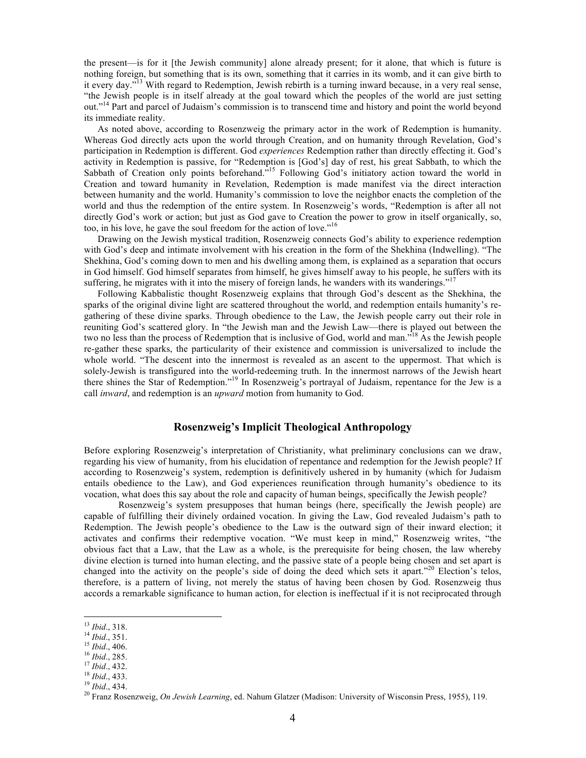the present—is for it [the Jewish community] alone already present; for it alone, that which is future is nothing foreign, but something that is its own, something that it carries in its womb, and it can give birth to it every day."[13] With regard to Redemption, Jewish rebirth is a turning inward because, in a very real sense, "the Jewish people is in itself already at the goal toward which the peoples of the world are just setting out."[14] Part and parcel of Judaism's commission is to transcend time and history and point the world beyond its immediate reality.

As noted above, according to Rosenzweig the primary actor in the work of Redemption is humanity. Whereas God directly acts upon the world through Creation, and on humanity through Revelation, God's participation in Redemption is different. God *experiences* Redemption rather than directly effecting it. God's activity in Redemption is passive, for "Redemption is [God's] day of rest, his great Sabbath, to which the Sabbath of Creation only points beforehand."[15] Following God's initiatory action toward the world in Creation and toward humanity in Revelation, Redemption is made manifest via the direct interaction between humanity and the world. Humanity's commission to love the neighbor enacts the completion of the world and thus the redemption of the entire system. In Rosenzweig's words, "Redemption is after all not directly God's work or action; but just as God gave to Creation the power to grow in itself organically, so, too, in his love, he gave the soul freedom for the action of love."[16]

Drawing on the Jewish mystical tradition, Rosenzweig connects God's ability to experience redemption with God's deep and intimate involvement with his creation in the form of the Shekhina (Indwelling). "The Shekhina, God's coming down to men and his dwelling among them, is explained as a separation that occurs in God himself. God himself separates from himself, he gives himself away to his people, he suffers with its suffering, he migrates with it into the misery of foreign lands, he wanders with its wanderings."[17]

Following Kabbalistic thought Rosenzweig explains that through God's descent as the Shekhina, the sparks of the original divine light are scattered throughout the world, and redemption entails humanity's re-gathering of these divine sparks. Through obedience to the Law, the Jewish people carry out their role in reuniting God's scattered glory. In "The Jewish man and the Jewish Law—there is played out between the two no less than the process of Redemption that is inclusive of God, world and man."[18] As the Jewish people re-gather these sparks, the particularity of their existence and commission is universalized to include the whole world. "The descent into the innermost is revealed as an ascent to the uppermost. That which is solely-Jewish is transfigured into the world-redeeming truth. In the innermost narrows of the Jewish heart there shines the Star of Redemption."[19] In Rosenzweig's portrayal of Judaism, repentance for the Jew is a call *inward*, and redemption is an *upward* motion from humanity to God.

## Rosenzweig's Implicit Theological Anthropology

Before exploring Rosenzweig's interpretation of Christianity, what preliminary conclusions can we draw, regarding his view of humanity, from his elucidation of repentance and redemption for the Jewish people? If according to Rosenzweig's system, redemption is definitively ushered in by humanity (which for Judaism entails obedience to the Law), and God experiences reunification through humanity's obedience to its vocation, what does this say about the role and capacity of human beings, specifically the Jewish people?

Rosenzweig's system presupposes that human beings (here, specifically the Jewish people) are capable of fulfilling their divinely ordained vocation. In giving the Law, God revealed Judaism's path to Redemption. The Jewish people's obedience to the Law is the outward sign of their inward election; it activates and confirms their redemptive vocation. "We must keep in mind," Rosenzweig writes, "the obvious fact that a Law, that the Law as a whole, is the prerequisite for being chosen, the law whereby divine election is turned into human electing, and the passive state of a people being chosen and set apart is changed into the activity on the people's side of doing the deed which sets it apart."[20] Election's telos, therefore, is a pattern of living, not merely the status of having been chosen by God. Rosenzweig thus accords a remarkable significance to human action, for election is ineffectual if it is not reciprocated through

---

[13] *Ibid*., 318.
[14] *Ibid*., 351.
[15] *Ibid*., 406.
[16] *Ibid*., 285.
[17] *Ibid*., 432.
[18] *Ibid*., 433.
[19] *Ibid*., 434.
[20] Franz Rosenzweig, *On Jewish Learning*, ed. Nahum Glatzer (Madison: University of Wisconsin Press, 1955), 119.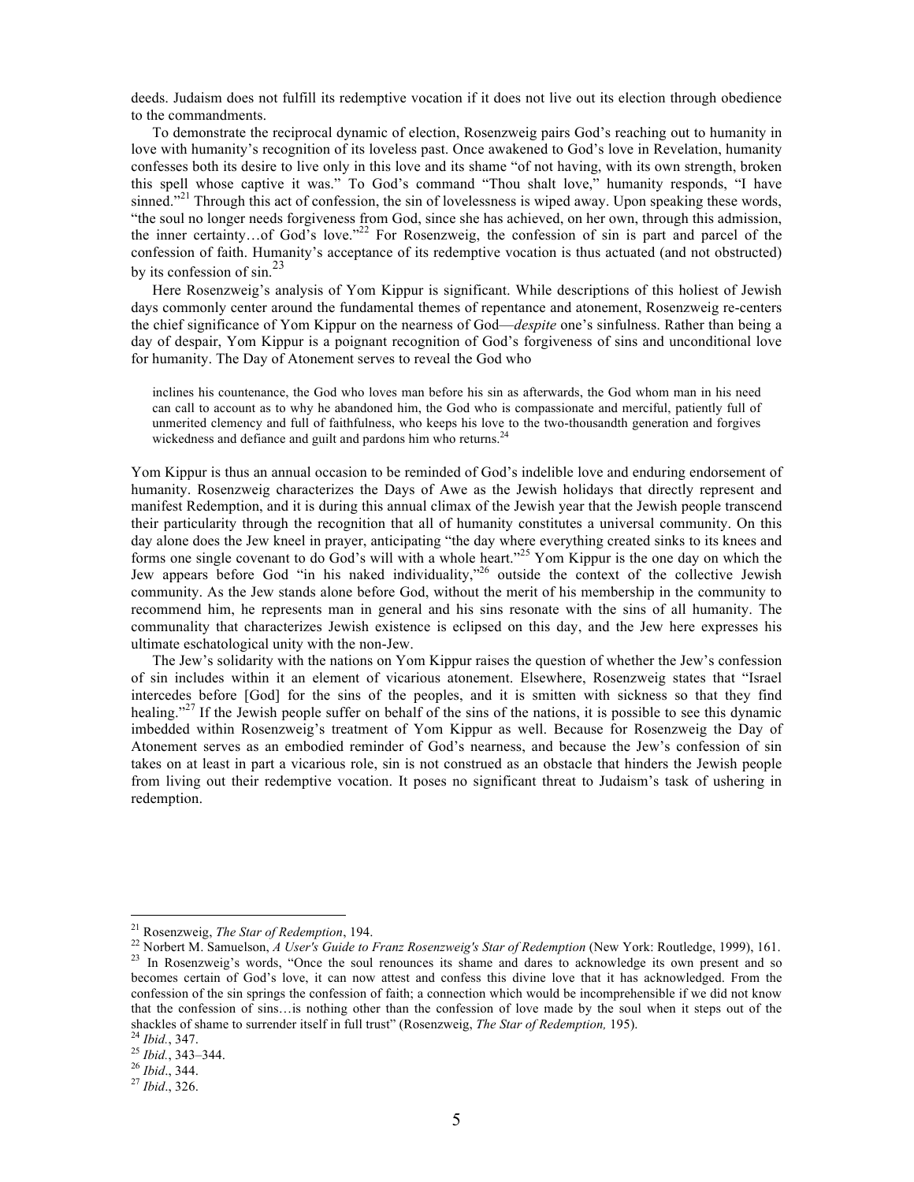deeds. Judaism does not fulfill its redemptive vocation if it does not live out its election through obedience to the commandments.

To demonstrate the reciprocal dynamic of election, Rosenzweig pairs God's reaching out to humanity in love with humanity's recognition of its loveless past. Once awakened to God's love in Revelation, humanity confesses both its desire to live only in this love and its shame "of not having, with its own strength, broken this spell whose captive it was." To God's command "Thou shalt love," humanity responds, "I have sinned."[21] Through this act of confession, the sin of lovelessness is wiped away. Upon speaking these words, "the soul no longer needs forgiveness from God, since she has achieved, on her own, through this admission, the inner certainty…of God's love."[22] For Rosenzweig, the confession of sin is part and parcel of the confession of faith. Humanity's acceptance of its redemptive vocation is thus actuated (and not obstructed) by its confession of sin.[23]

Here Rosenzweig's analysis of Yom Kippur is significant. While descriptions of this holiest of Jewish days commonly center around the fundamental themes of repentance and atonement, Rosenzweig re-centers the chief significance of Yom Kippur on the nearness of God—*despite* one's sinfulness. Rather than being a day of despair, Yom Kippur is a poignant recognition of God's forgiveness of sins and unconditional love for humanity. The Day of Atonement serves to reveal the God who

> inclines his countenance, the God who loves man before his sin as afterwards, the God whom man in his need can call to account as to why he abandoned him, the God who is compassionate and merciful, patiently full of unmerited clemency and full of faithfulness, who keeps his love to the two-thousandth generation and forgives wickedness and defiance and guilt and pardons him who returns.[24]

Yom Kippur is thus an annual occasion to be reminded of God's indelible love and enduring endorsement of humanity. Rosenzweig characterizes the Days of Awe as the Jewish holidays that directly represent and manifest Redemption, and it is during this annual climax of the Jewish year that the Jewish people transcend their particularity through the recognition that all of humanity constitutes a universal community. On this day alone does the Jew kneel in prayer, anticipating "the day where everything created sinks to its knees and forms one single covenant to do God's will with a whole heart."[25] Yom Kippur is the one day on which the Jew appears before God "in his naked individuality,"[26] outside the context of the collective Jewish community. As the Jew stands alone before God, without the merit of his membership in the community to recommend him, he represents man in general and his sins resonate with the sins of all humanity. The communality that characterizes Jewish existence is eclipsed on this day, and the Jew here expresses his ultimate eschatological unity with the non-Jew.

The Jew's solidarity with the nations on Yom Kippur raises the question of whether the Jew's confession of sin includes within it an element of vicarious atonement. Elsewhere, Rosenzweig states that "Israel intercedes before [God] for the sins of the peoples, and it is smitten with sickness so that they find healing."[27] If the Jewish people suffer on behalf of the sins of the nations, it is possible to see this dynamic imbedded within Rosenzweig's treatment of Yom Kippur as well. Because for Rosenzweig the Day of Atonement serves as an embodied reminder of God's nearness, and because the Jew's confession of sin takes on at least in part a vicarious role, sin is not construed as an obstacle that hinders the Jewish people from living out their redemptive vocation. It poses no significant threat to Judaism's task of ushering in redemption.

---

[21] Rosenzweig, *The Star of Redemption*, 194.

[22] Norbert M. Samuelson, *A User's Guide to Franz Rosenzweig's Star of Redemption* (New York: Routledge, 1999), 161.

[23] In Rosenzweig's words, "Once the soul renounces its shame and dares to acknowledge its own present and so becomes certain of God's love, it can now attest and confess this divine love that it has acknowledged. From the confession of the sin springs the confession of faith; a connection which would be incomprehensible if we did not know that the confession of sins…is nothing other than the confession of love made by the soul when it steps out of the shackles of shame to surrender itself in full trust" (Rosenzweig, *The Star of Redemption,* 195).

[24] *Ibid.*, 347.

[25] *Ibid.*, 343–344.

[26] *Ibid*., 344.

[27] *Ibid*., 326.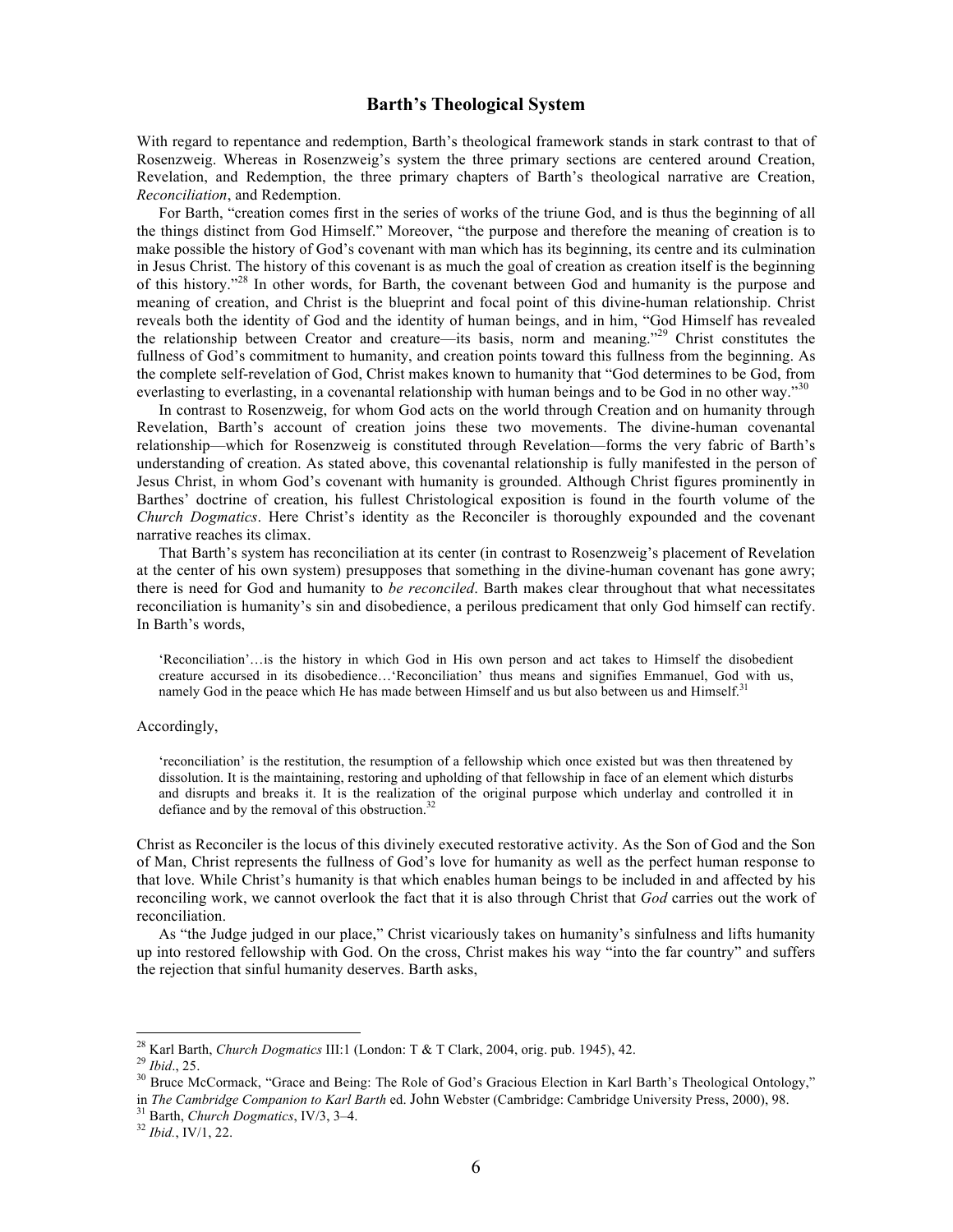## Barth's Theological System

With regard to repentance and redemption, Barth's theological framework stands in stark contrast to that of Rosenzweig. Whereas in Rosenzweig's system the three primary sections are centered around Creation, Revelation, and Redemption, the three primary chapters of Barth's theological narrative are Creation, *Reconciliation*, and Redemption.

For Barth, "creation comes first in the series of works of the triune God, and is thus the beginning of all the things distinct from God Himself." Moreover, "the purpose and therefore the meaning of creation is to make possible the history of God's covenant with man which has its beginning, its centre and its culmination in Jesus Christ. The history of this covenant is as much the goal of creation as creation itself is the beginning of this history."[28] In other words, for Barth, the covenant between God and humanity is the purpose and meaning of creation, and Christ is the blueprint and focal point of this divine-human relationship. Christ reveals both the identity of God and the identity of human beings, and in him, "God Himself has revealed the relationship between Creator and creature—its basis, norm and meaning."[29] Christ constitutes the fullness of God's commitment to humanity, and creation points toward this fullness from the beginning. As the complete self-revelation of God, Christ makes known to humanity that "God determines to be God, from everlasting to everlasting, in a covenantal relationship with human beings and to be God in no other way."[30]

In contrast to Rosenzweig, for whom God acts on the world through Creation and on humanity through Revelation, Barth's account of creation joins these two movements. The divine-human covenantal relationship—which for Rosenzweig is constituted through Revelation—forms the very fabric of Barth's understanding of creation. As stated above, this covenantal relationship is fully manifested in the person of Jesus Christ, in whom God's covenant with humanity is grounded. Although Christ figures prominently in Barthes' doctrine of creation, his fullest Christological exposition is found in the fourth volume of the *Church Dogmatics*. Here Christ's identity as the Reconciler is thoroughly expounded and the covenant narrative reaches its climax.

That Barth's system has reconciliation at its center (in contrast to Rosenzweig's placement of Revelation at the center of his own system) presupposes that something in the divine-human covenant has gone awry; there is need for God and humanity to *be reconciled*. Barth makes clear throughout that what necessitates reconciliation is humanity's sin and disobedience, a perilous predicament that only God himself can rectify. In Barth's words,

> 'Reconciliation'…is the history in which God in His own person and act takes to Himself the disobedient creature accursed in its disobedience…'Reconciliation' thus means and signifies Emmanuel, God with us, namely God in the peace which He has made between Himself and us but also between us and Himself.[31]

Accordingly,

> 'reconciliation' is the restitution, the resumption of a fellowship which once existed but was then threatened by dissolution. It is the maintaining, restoring and upholding of that fellowship in face of an element which disturbs and disrupts and breaks it. It is the realization of the original purpose which underlay and controlled it in defiance and by the removal of this obstruction.[32]

Christ as Reconciler is the locus of this divinely executed restorative activity. As the Son of God and the Son of Man, Christ represents the fullness of God's love for humanity as well as the perfect human response to that love. While Christ's humanity is that which enables human beings to be included in and affected by his reconciling work, we cannot overlook the fact that it is also through Christ that *God* carries out the work of reconciliation.

As "the Judge judged in our place," Christ vicariously takes on humanity's sinfulness and lifts humanity up into restored fellowship with God. On the cross, Christ makes his way "into the far country" and suffers the rejection that sinful humanity deserves. Barth asks,

---

[28] Karl Barth, *Church Dogmatics* III:1 (London: T & T Clark, 2004, orig. pub. 1945), 42.

[29] *Ibid*., 25.

[30] Bruce McCormack, "Grace and Being: The Role of God's Gracious Election in Karl Barth's Theological Ontology," in *The Cambridge Companion to Karl Barth* ed. John Webster (Cambridge: Cambridge University Press, 2000), 98.

[31] Barth, *Church Dogmatics*, IV/3, 3–4.

[32] *Ibid.*, IV/1, 22.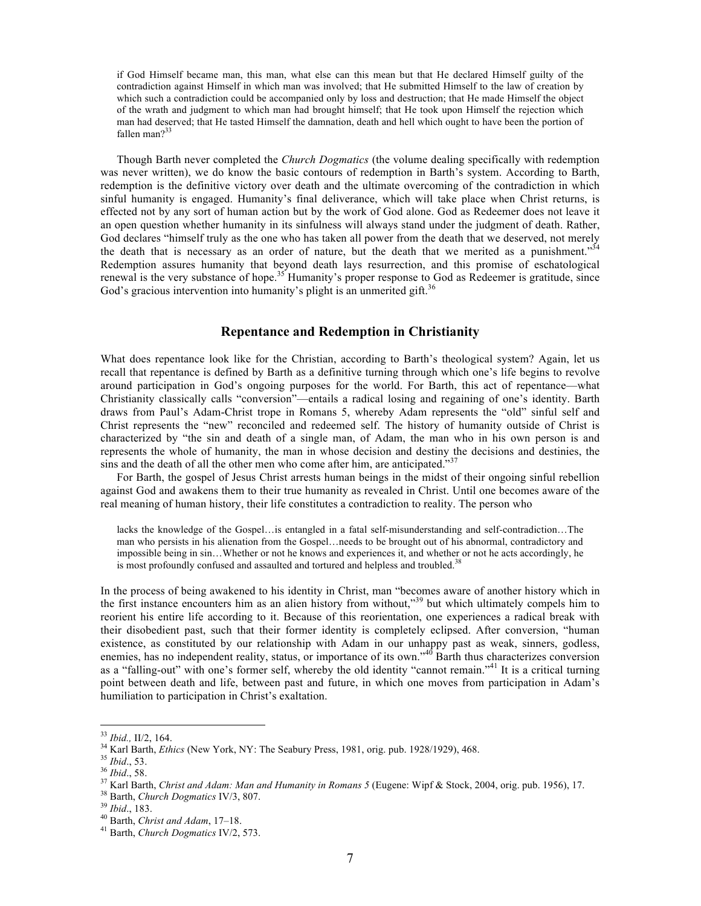> if God Himself became man, this man, what else can this mean but that He declared Himself guilty of the contradiction against Himself in which man was involved; that He submitted Himself to the law of creation by which such a contradiction could be accompanied only by loss and destruction; that He made Himself the object of the wrath and judgment to which man had brought himself; that He took upon Himself the rejection which man had deserved; that He tasted Himself the damnation, death and hell which ought to have been the portion of fallen man?[33]

Though Barth never completed the *Church Dogmatics* (the volume dealing specifically with redemption was never written), we do know the basic contours of redemption in Barth's system. According to Barth, redemption is the definitive victory over death and the ultimate overcoming of the contradiction in which sinful humanity is engaged. Humanity's final deliverance, which will take place when Christ returns, is effected not by any sort of human action but by the work of God alone. God as Redeemer does not leave it an open question whether humanity in its sinfulness will always stand under the judgment of death. Rather, God declares "himself truly as the one who has taken all power from the death that we deserved, not merely the death that is necessary as an order of nature, but the death that we merited as a punishment."[34] Redemption assures humanity that beyond death lays resurrection, and this promise of eschatological renewal is the very substance of hope.[35] Humanity's proper response to God as Redeemer is gratitude, since God's gracious intervention into humanity's plight is an unmerited gift.[36]

## Repentance and Redemption in Christianity

What does repentance look like for the Christian, according to Barth's theological system? Again, let us recall that repentance is defined by Barth as a definitive turning through which one's life begins to revolve around participation in God's ongoing purposes for the world. For Barth, this act of repentance—what Christianity classically calls "conversion"—entails a radical losing and regaining of one's identity. Barth draws from Paul's Adam-Christ trope in Romans 5, whereby Adam represents the "old" sinful self and Christ represents the "new" reconciled and redeemed self. The history of humanity outside of Christ is characterized by "the sin and death of a single man, of Adam, the man who in his own person is and represents the whole of humanity, the man in whose decision and destiny the decisions and destinies, the sins and the death of all the other men who come after him, are anticipated."[37]

For Barth, the gospel of Jesus Christ arrests human beings in the midst of their ongoing sinful rebellion against God and awakens them to their true humanity as revealed in Christ. Until one becomes aware of the real meaning of human history, their life constitutes a contradiction to reality. The person who

> lacks the knowledge of the Gospel…is entangled in a fatal self-misunderstanding and self-contradiction…The man who persists in his alienation from the Gospel…needs to be brought out of his abnormal, contradictory and impossible being in sin…Whether or not he knows and experiences it, and whether or not he acts accordingly, he is most profoundly confused and assaulted and tortured and helpless and troubled.[38]

In the process of being awakened to his identity in Christ, man "becomes aware of another history which in the first instance encounters him as an alien history from without,"[39] but which ultimately compels him to reorient his entire life according to it. Because of this reorientation, one experiences a radical break with their disobedient past, such that their former identity is completely eclipsed. After conversion, "human existence, as constituted by our relationship with Adam in our unhappy past as weak, sinners, godless, enemies, has no independent reality, status, or importance of its own."[40] Barth thus characterizes conversion as a "falling-out" with one's former self, whereby the old identity "cannot remain."[41] It is a critical turning point between death and life, between past and future, in which one moves from participation in Adam's humiliation to participation in Christ's exaltation.

---

[33] *Ibid.,* II/2, 164.
[34] Karl Barth, *Ethics* (New York, NY: The Seabury Press, 1981, orig. pub. 1928/1929), 468.
[35] *Ibid*., 53.
[36] *Ibid*., 58.
[37] Karl Barth, *Christ and Adam: Man and Humanity in Romans 5* (Eugene: Wipf & Stock, 2004, orig. pub. 1956), 17.
[38] Barth, *Church Dogmatics* IV/3, 807.
[39] *Ibid*., 183.
[40] Barth, *Christ and Adam*, 17–18.
[41] Barth, *Church Dogmatics* IV/2, 573.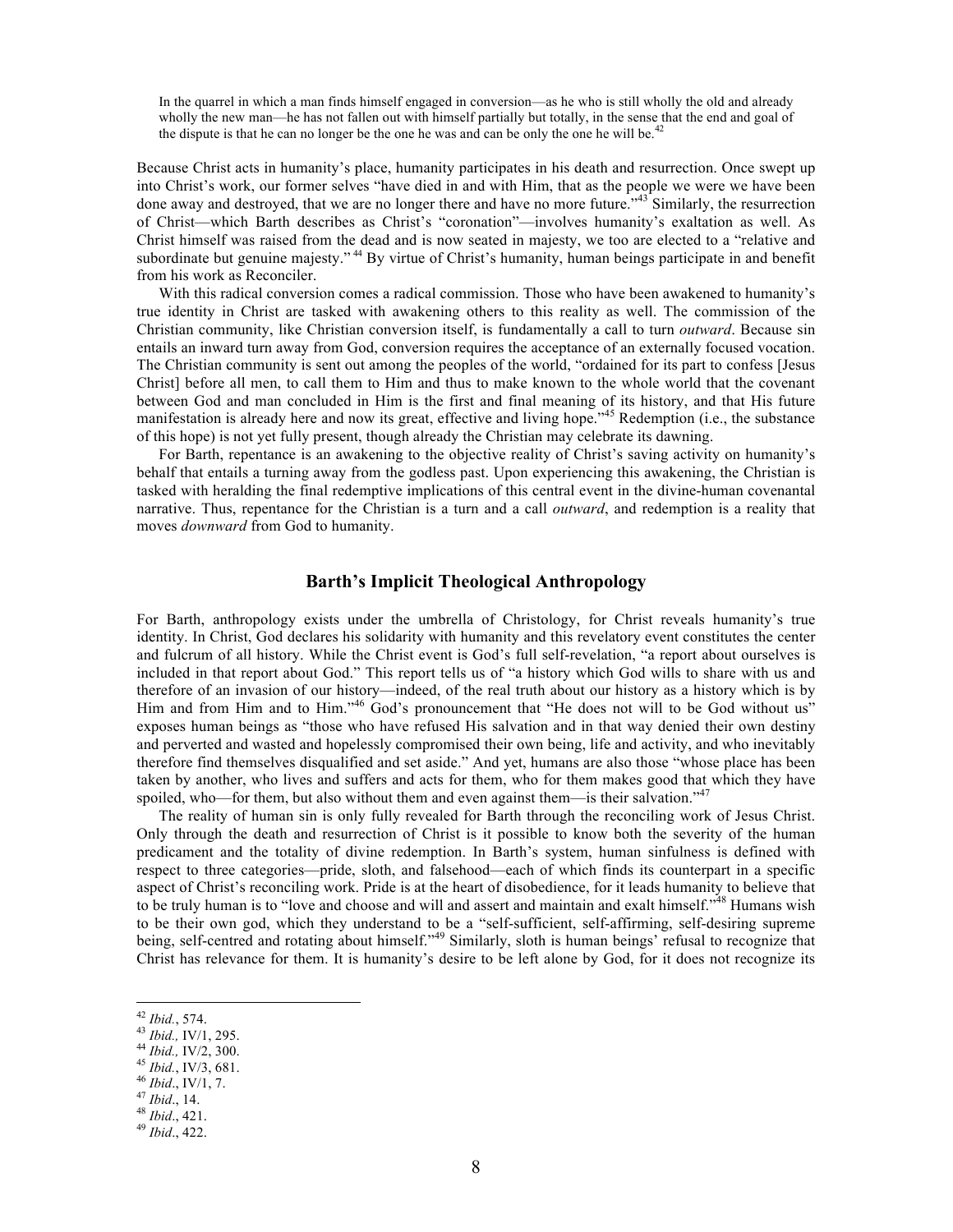> In the quarrel in which a man finds himself engaged in conversion—as he who is still wholly the old and already wholly the new man—he has not fallen out with himself partially but totally, in the sense that the end and goal of the dispute is that he can no longer be the one he was and can be only the one he will be.[42]

Because Christ acts in humanity's place, humanity participates in his death and resurrection. Once swept up into Christ's work, our former selves "have died in and with Him, that as the people we were we have been done away and destroyed, that we are no longer there and have no more future."[43] Similarly, the resurrection of Christ—which Barth describes as Christ's "coronation"—involves humanity's exaltation as well. As Christ himself was raised from the dead and is now seated in majesty, we too are elected to a "relative and subordinate but genuine majesty."[44] By virtue of Christ's humanity, human beings participate in and benefit from his work as Reconciler.

With this radical conversion comes a radical commission. Those who have been awakened to humanity's true identity in Christ are tasked with awakening others to this reality as well. The commission of the Christian community, like Christian conversion itself, is fundamentally a call to turn *outward*. Because sin entails an inward turn away from God, conversion requires the acceptance of an externally focused vocation. The Christian community is sent out among the peoples of the world, "ordained for its part to confess [Jesus Christ] before all men, to call them to Him and thus to make known to the whole world that the covenant between God and man concluded in Him is the first and final meaning of its history, and that His future manifestation is already here and now its great, effective and living hope."[45] Redemption (i.e., the substance of this hope) is not yet fully present, though already the Christian may celebrate its dawning.

For Barth, repentance is an awakening to the objective reality of Christ's saving activity on humanity's behalf that entails a turning away from the godless past. Upon experiencing this awakening, the Christian is tasked with heralding the final redemptive implications of this central event in the divine-human covenantal narrative. Thus, repentance for the Christian is a turn and a call *outward*, and redemption is a reality that moves *downward* from God to humanity.

## Barth's Implicit Theological Anthropology

For Barth, anthropology exists under the umbrella of Christology, for Christ reveals humanity's true identity. In Christ, God declares his solidarity with humanity and this revelatory event constitutes the center and fulcrum of all history. While the Christ event is God's full self-revelation, "a report about ourselves is included in that report about God." This report tells us of "a history which God wills to share with us and therefore of an invasion of our history—indeed, of the real truth about our history as a history which is by Him and from Him and to Him."[46] God's pronouncement that "He does not will to be God without us" exposes human beings as "those who have refused His salvation and in that way denied their own destiny and perverted and wasted and hopelessly compromised their own being, life and activity, and who inevitably therefore find themselves disqualified and set aside." And yet, humans are also those "whose place has been taken by another, who lives and suffers and acts for them, who for them makes good that which they have spoiled, who—for them, but also without them and even against them—is their salvation."[47]

The reality of human sin is only fully revealed for Barth through the reconciling work of Jesus Christ. Only through the death and resurrection of Christ is it possible to know both the severity of the human predicament and the totality of divine redemption. In Barth's system, human sinfulness is defined with respect to three categories—pride, sloth, and falsehood—each of which finds its counterpart in a specific aspect of Christ's reconciling work. Pride is at the heart of disobedience, for it leads humanity to believe that to be truly human is to "love and choose and will and assert and maintain and exalt himself."[48] Humans wish to be their own god, which they understand to be a "self-sufficient, self-affirming, self-desiring supreme being, self-centred and rotating about himself."[49] Similarly, sloth is human beings' refusal to recognize that Christ has relevance for them. It is humanity's desire to be left alone by God, for it does not recognize its

---

[42] *Ibid.*, 574.
[43] *Ibid.,* IV/1, 295.
[44] *Ibid.,* IV/2, 300.
[45] *Ibid.*, IV/3, 681.
[46] *Ibid*., IV/1, 7.
[47] *Ibid*., 14.
[48] *Ibid*., 421.
[49] *Ibid*., 422.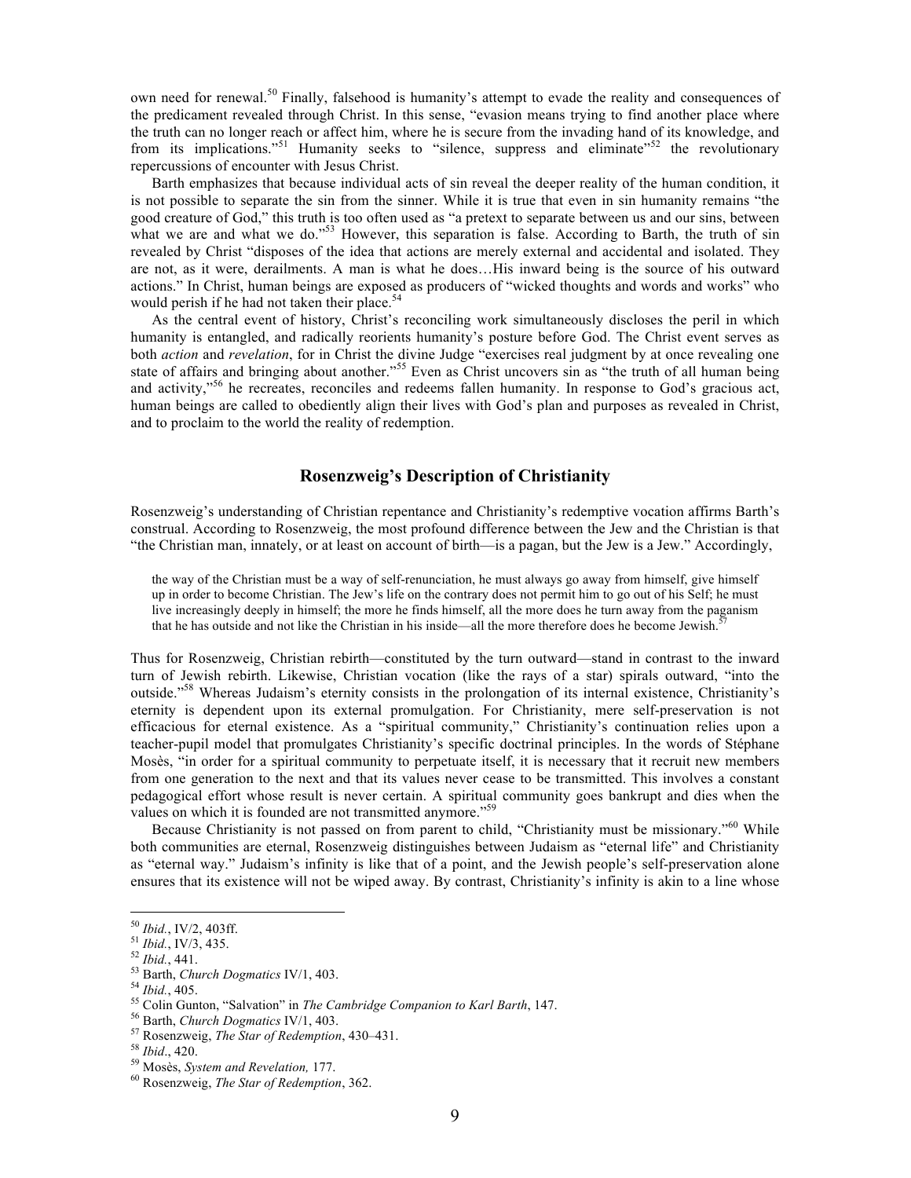own need for renewal.[50] Finally, falsehood is humanity's attempt to evade the reality and consequences of the predicament revealed through Christ. In this sense, "evasion means trying to find another place where the truth can no longer reach or affect him, where he is secure from the invading hand of its knowledge, and from its implications."[51] Humanity seeks to "silence, suppress and eliminate"[52] the revolutionary repercussions of encounter with Jesus Christ.

Barth emphasizes that because individual acts of sin reveal the deeper reality of the human condition, it is not possible to separate the sin from the sinner. While it is true that even in sin humanity remains "the good creature of God," this truth is too often used as "a pretext to separate between us and our sins, between what we are and what we do."[53] However, this separation is false. According to Barth, the truth of sin revealed by Christ "disposes of the idea that actions are merely external and accidental and isolated. They are not, as it were, derailments. A man is what he does…His inward being is the source of his outward actions." In Christ, human beings are exposed as producers of "wicked thoughts and words and works" who would perish if he had not taken their place.[54]

As the central event of history, Christ's reconciling work simultaneously discloses the peril in which humanity is entangled, and radically reorients humanity's posture before God. The Christ event serves as both *action* and *revelation*, for in Christ the divine Judge "exercises real judgment by at once revealing one state of affairs and bringing about another."[55] Even as Christ uncovers sin as "the truth of all human being and activity,"[56] he recreates, reconciles and redeems fallen humanity. In response to God's gracious act, human beings are called to obediently align their lives with God's plan and purposes as revealed in Christ, and to proclaim to the world the reality of redemption.

## Rosenzweig's Description of Christianity

Rosenzweig's understanding of Christian repentance and Christianity's redemptive vocation affirms Barth's construal. According to Rosenzweig, the most profound difference between the Jew and the Christian is that "the Christian man, innately, or at least on account of birth—is a pagan, but the Jew is a Jew." Accordingly,

> the way of the Christian must be a way of self-renunciation, he must always go away from himself, give himself up in order to become Christian. The Jew's life on the contrary does not permit him to go out of his Self; he must live increasingly deeply in himself; the more he finds himself, all the more does he turn away from the paganism that he has outside and not like the Christian in his inside—all the more therefore does he become Jewish.[57]

Thus for Rosenzweig, Christian rebirth—constituted by the turn outward—stand in contrast to the inward turn of Jewish rebirth. Likewise, Christian vocation (like the rays of a star) spirals outward, "into the outside."[58] Whereas Judaism's eternity consists in the prolongation of its internal existence, Christianity's eternity is dependent upon its external promulgation. For Christianity, mere self-preservation is not efficacious for eternal existence. As a "spiritual community," Christianity's continuation relies upon a teacher-pupil model that promulgates Christianity's specific doctrinal principles. In the words of Stéphane Mosès, "in order for a spiritual community to perpetuate itself, it is necessary that it recruit new members from one generation to the next and that its values never cease to be transmitted. This involves a constant pedagogical effort whose result is never certain. A spiritual community goes bankrupt and dies when the values on which it is founded are not transmitted anymore."[59]

Because Christianity is not passed on from parent to child, "Christianity must be missionary."[60] While both communities are eternal, Rosenzweig distinguishes between Judaism as "eternal life" and Christianity as "eternal way." Judaism's infinity is like that of a point, and the Jewish people's self-preservation alone ensures that its existence will not be wiped away. By contrast, Christianity's infinity is akin to a line whose

---

[50] *Ibid.*, IV/2, 403ff.
[51] *Ibid.*, IV/3, 435.
[52] *Ibid.*, 441.
[53] Barth, *Church Dogmatics* IV/1, 403.
[54] *Ibid.*, 405.
[55] Colin Gunton, "Salvation" in *The Cambridge Companion to Karl Barth*, 147.
[56] Barth, *Church Dogmatics* IV/1, 403.
[57] Rosenzweig, *The Star of Redemption*, 430–431.
[58] *Ibid*., 420.
[59] Mosès, *System and Revelation,* 177.
[60] Rosenzweig, *The Star of Redemption*, 362.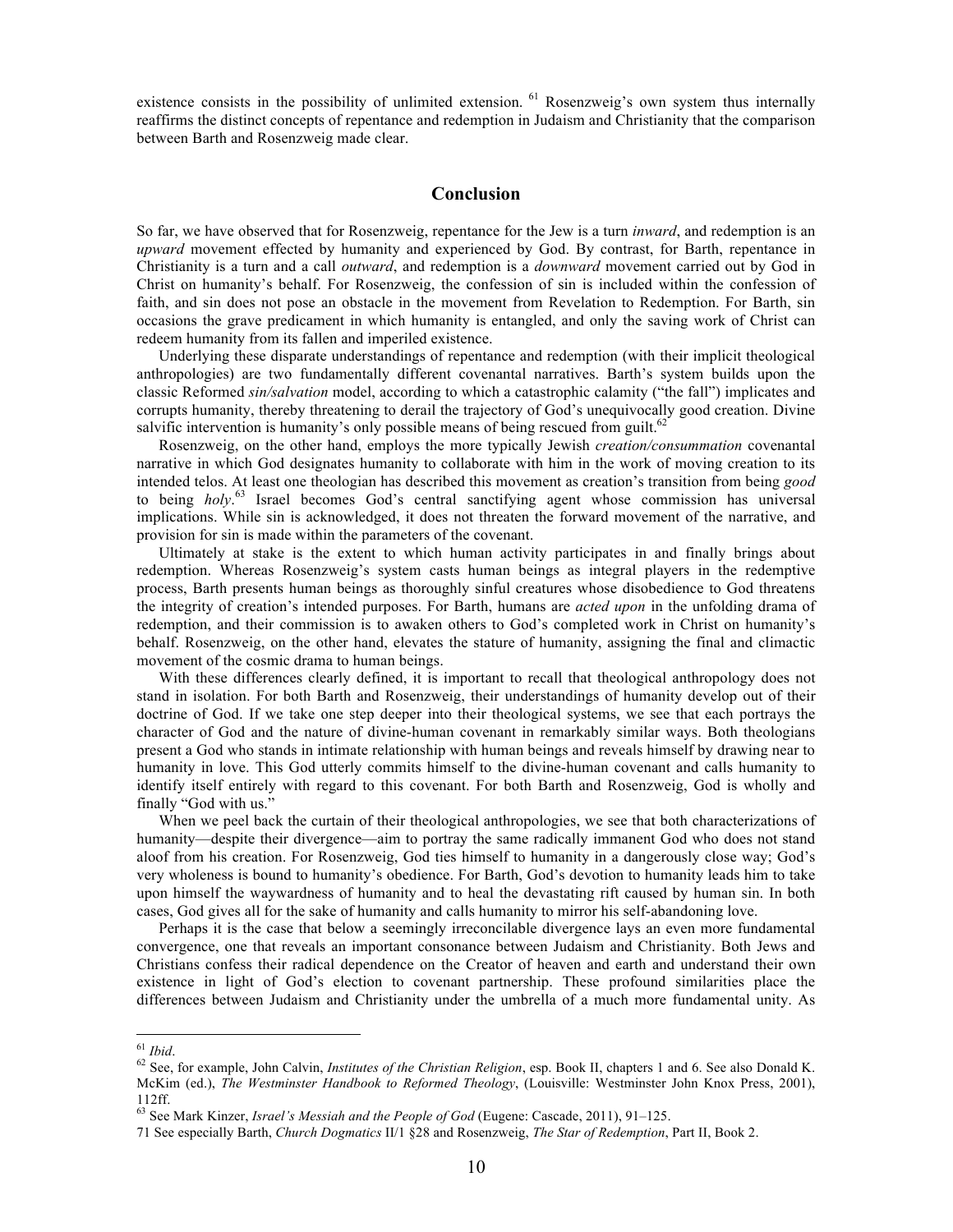existence consists in the possibility of unlimited extension. [61] Rosenzweig's own system thus internally reaffirms the distinct concepts of repentance and redemption in Judaism and Christianity that the comparison between Barth and Rosenzweig made clear.

## Conclusion

So far, we have observed that for Rosenzweig, repentance for the Jew is a turn *inward*, and redemption is an *upward* movement effected by humanity and experienced by God. By contrast, for Barth, repentance in Christianity is a turn and a call *outward*, and redemption is a *downward* movement carried out by God in Christ on humanity's behalf. For Rosenzweig, the confession of sin is included within the confession of faith, and sin does not pose an obstacle in the movement from Revelation to Redemption. For Barth, sin occasions the grave predicament in which humanity is entangled, and only the saving work of Christ can redeem humanity from its fallen and imperiled existence.

Underlying these disparate understandings of repentance and redemption (with their implicit theological anthropologies) are two fundamentally different covenantal narratives. Barth's system builds upon the classic Reformed *sin/salvation* model, according to which a catastrophic calamity ("the fall") implicates and corrupts humanity, thereby threatening to derail the trajectory of God's unequivocally good creation. Divine salvific intervention is humanity's only possible means of being rescued from guilt.[62]

Rosenzweig, on the other hand, employs the more typically Jewish *creation/consummation* covenantal narrative in which God designates humanity to collaborate with him in the work of moving creation to its intended telos. At least one theologian has described this movement as creation's transition from being *good* to being *holy*.[63] Israel becomes God's central sanctifying agent whose commission has universal implications. While sin is acknowledged, it does not threaten the forward movement of the narrative, and provision for sin is made within the parameters of the covenant.

Ultimately at stake is the extent to which human activity participates in and finally brings about redemption. Whereas Rosenzweig's system casts human beings as integral players in the redemptive process, Barth presents human beings as thoroughly sinful creatures whose disobedience to God threatens the integrity of creation's intended purposes. For Barth, humans are *acted upon* in the unfolding drama of redemption, and their commission is to awaken others to God's completed work in Christ on humanity's behalf. Rosenzweig, on the other hand, elevates the stature of humanity, assigning the final and climactic movement of the cosmic drama to human beings.

With these differences clearly defined, it is important to recall that theological anthropology does not stand in isolation. For both Barth and Rosenzweig, their understandings of humanity develop out of their doctrine of God. If we take one step deeper into their theological systems, we see that each portrays the character of God and the nature of divine-human covenant in remarkably similar ways. Both theologians present a God who stands in intimate relationship with human beings and reveals himself by drawing near to humanity in love. This God utterly commits himself to the divine-human covenant and calls humanity to identify itself entirely with regard to this covenant. For both Barth and Rosenzweig, God is wholly and finally "God with us."

When we peel back the curtain of their theological anthropologies, we see that both characterizations of humanity—despite their divergence—aim to portray the same radically immanent God who does not stand aloof from his creation. For Rosenzweig, God ties himself to humanity in a dangerously close way; God's very wholeness is bound to humanity's obedience. For Barth, God's devotion to humanity leads him to take upon himself the waywardness of humanity and to heal the devastating rift caused by human sin. In both cases, God gives all for the sake of humanity and calls humanity to mirror his self-abandoning love.

Perhaps it is the case that below a seemingly irreconcilable divergence lays an even more fundamental convergence, one that reveals an important consonance between Judaism and Christianity. Both Jews and Christians confess their radical dependence on the Creator of heaven and earth and understand their own existence in light of God's election to covenant partnership. These profound similarities place the differences between Judaism and Christianity under the umbrella of a much more fundamental unity. As

---

[61] *Ibid*.

[62] See, for example, John Calvin, *Institutes of the Christian Religion*, esp. Book II, chapters 1 and 6. See also Donald K. McKim (ed.), *The Westminster Handbook to Reformed Theology*, (Louisville: Westminster John Knox Press, 2001), 112ff.

[63] See Mark Kinzer, *Israel's Messiah and the People of God* (Eugene: Cascade, 2011), 91–125.

71 See especially Barth, *Church Dogmatics* II/1 §28 and Rosenzweig, *The Star of Redemption*, Part II, Book 2.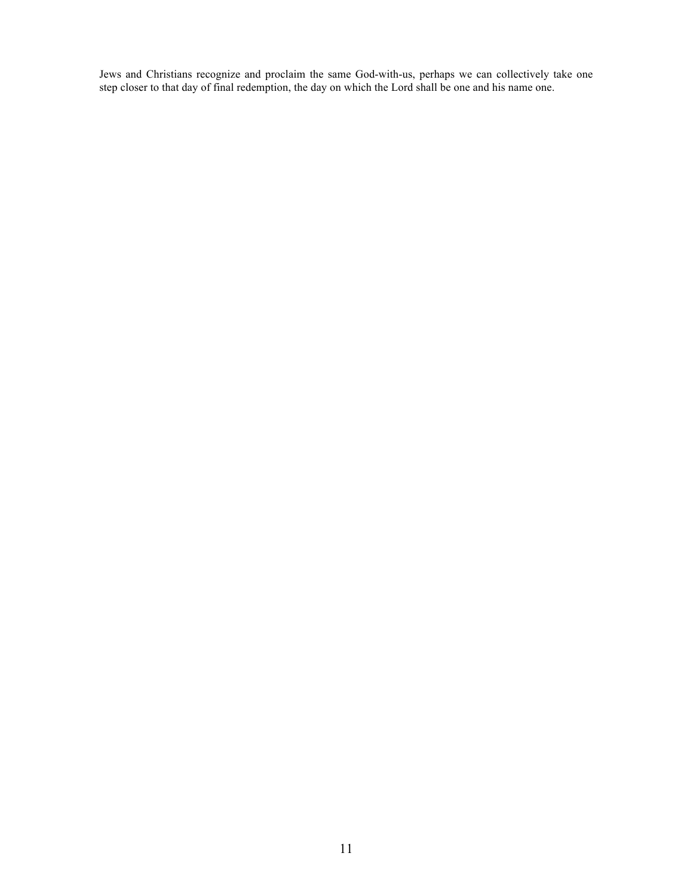Jews and Christians recognize and proclaim the same God-with-us, perhaps we can collectively take one step closer to that day of final redemption, the day on which the Lord shall be one and his name one.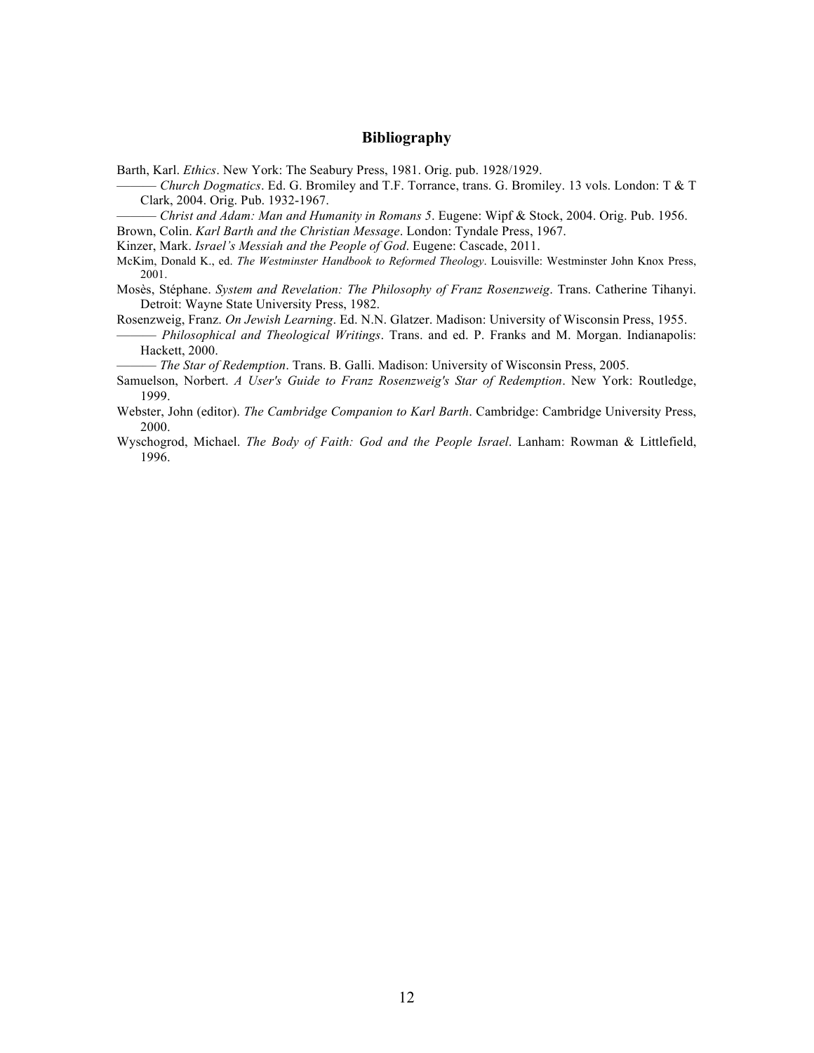## Bibliography

Barth, Karl. *Ethics*. New York: The Seabury Press, 1981. Orig. pub. 1928/1929.

——— *Church Dogmatics*. Ed. G. Bromiley and T.F. Torrance, trans. G. Bromiley. 13 vols. London: T & T Clark, 2004. Orig. Pub. 1932-1967.

——— *Christ and Adam: Man and Humanity in Romans 5*. Eugene: Wipf & Stock, 2004. Orig. Pub. 1956.

Brown, Colin. *Karl Barth and the Christian Message*. London: Tyndale Press, 1967.

Kinzer, Mark. *Israel's Messiah and the People of God*. Eugene: Cascade, 2011.

McKim, Donald K., ed. *The Westminster Handbook to Reformed Theology*. Louisville: Westminster John Knox Press, 2001.

Mosès, Stéphane. *System and Revelation: The Philosophy of Franz Rosenzweig*. Trans. Catherine Tihanyi. Detroit: Wayne State University Press, 1982.

Rosenzweig, Franz. *On Jewish Learning*. Ed. N.N. Glatzer. Madison: University of Wisconsin Press, 1955.

——— *Philosophical and Theological Writings*. Trans. and ed. P. Franks and M. Morgan. Indianapolis: Hackett, 2000.

——— *The Star of Redemption*. Trans. B. Galli. Madison: University of Wisconsin Press, 2005.

Samuelson, Norbert. *A User's Guide to Franz Rosenzweig's Star of Redemption*. New York: Routledge, 1999.

Webster, John (editor). *The Cambridge Companion to Karl Barth*. Cambridge: Cambridge University Press, 2000.

Wyschogrod, Michael. *The Body of Faith: God and the People Israel*. Lanham: Rowman & Littlefield, 1996.